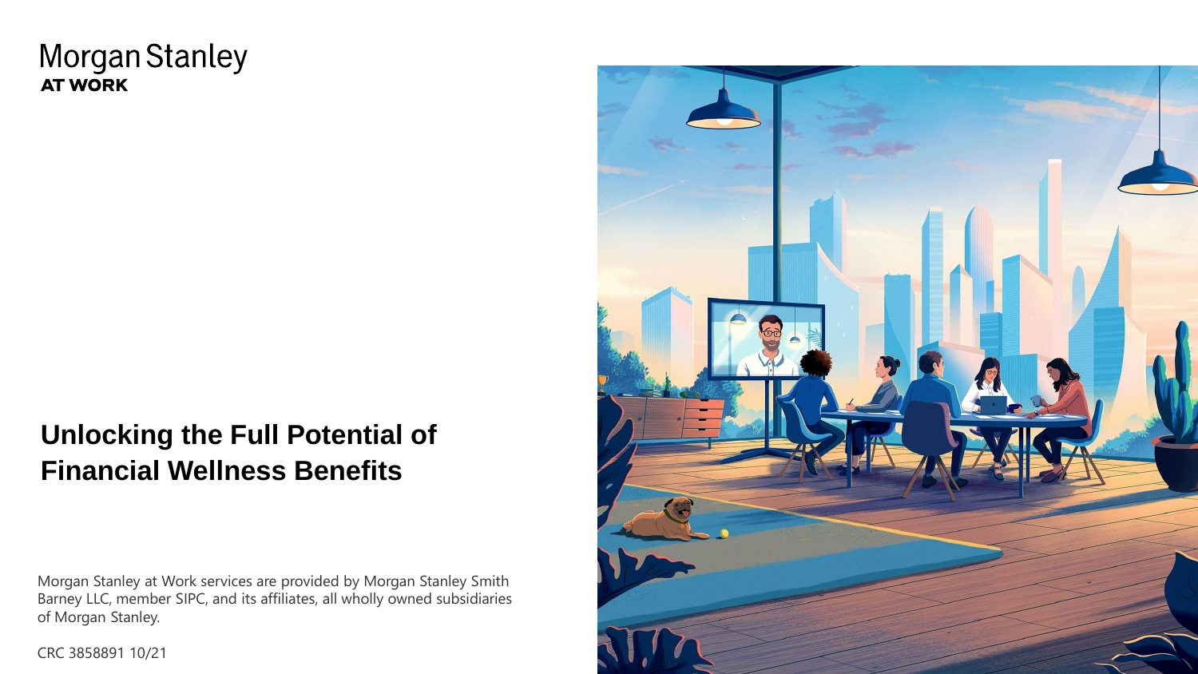Morgan Stanley
**AT WORK**

# Unlocking the Full Potential of Financial Wellness Benefits

Morgan Stanley at Work services are provided by Morgan Stanley Smith Barney LLC, member SIPC, and its affiliates, all wholly owned subsidiaries of Morgan Stanley.

CRC 3858891 10/21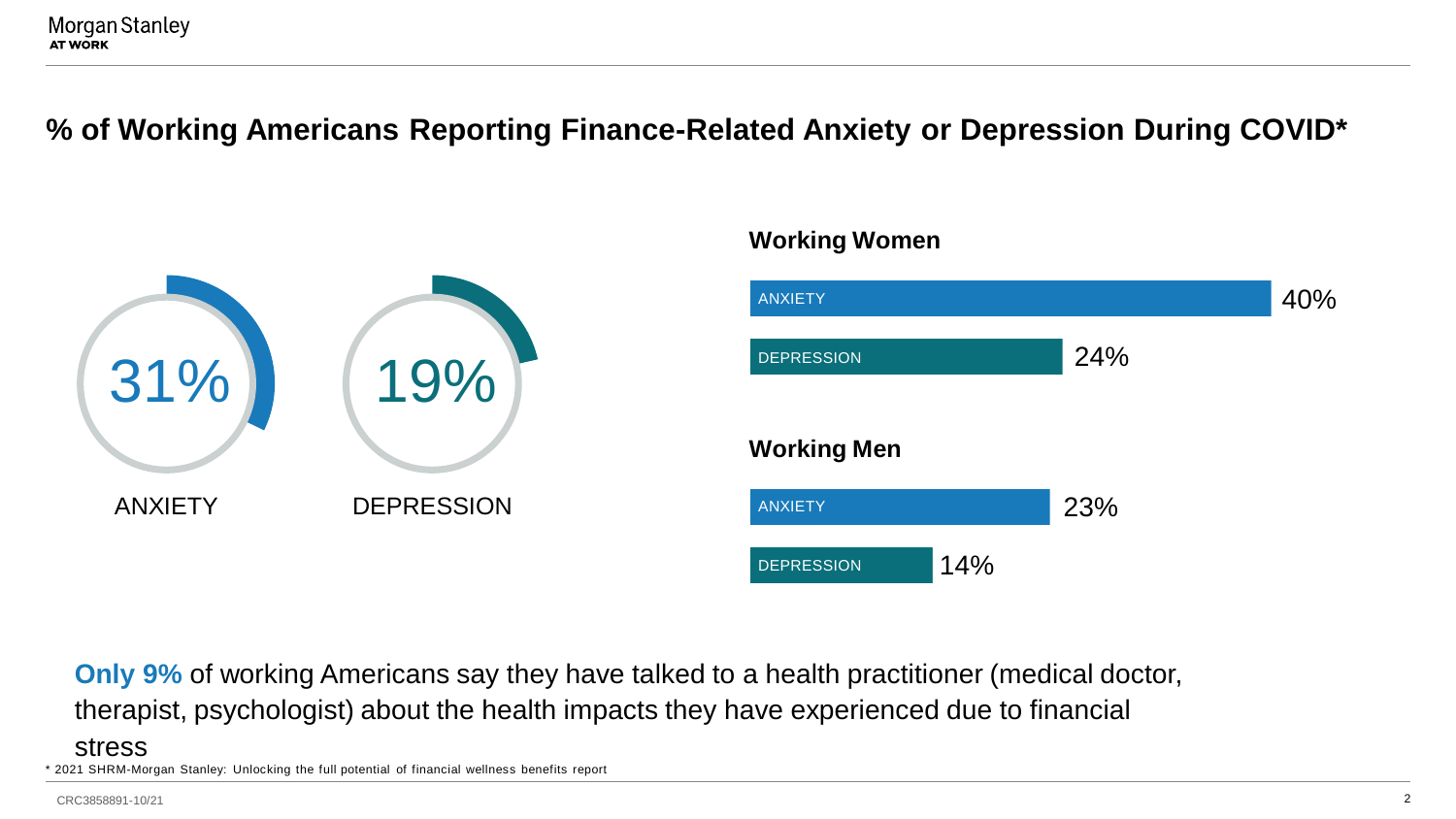# % of Working Americans Reporting Finance-Related Anxiety or Depression During COVID*

31% ANXIETY

19% DEPRESSION

**Working Women**

| | |
|---|---|
| ANXIETY | 40% |
| DEPRESSION | 24% |

**Working Men**

| | |
|---|---|
| ANXIETY | 23% |
| DEPRESSION | 14% |

**Only 9%** of working Americans say they have talked to a health practitioner (medical doctor, therapist, psychologist) about the health impacts they have experienced due to financial stress

* 2021 SHRM-Morgan Stanley: Unlocking the full potential of financial wellness benefits report

CRC3858891-10/21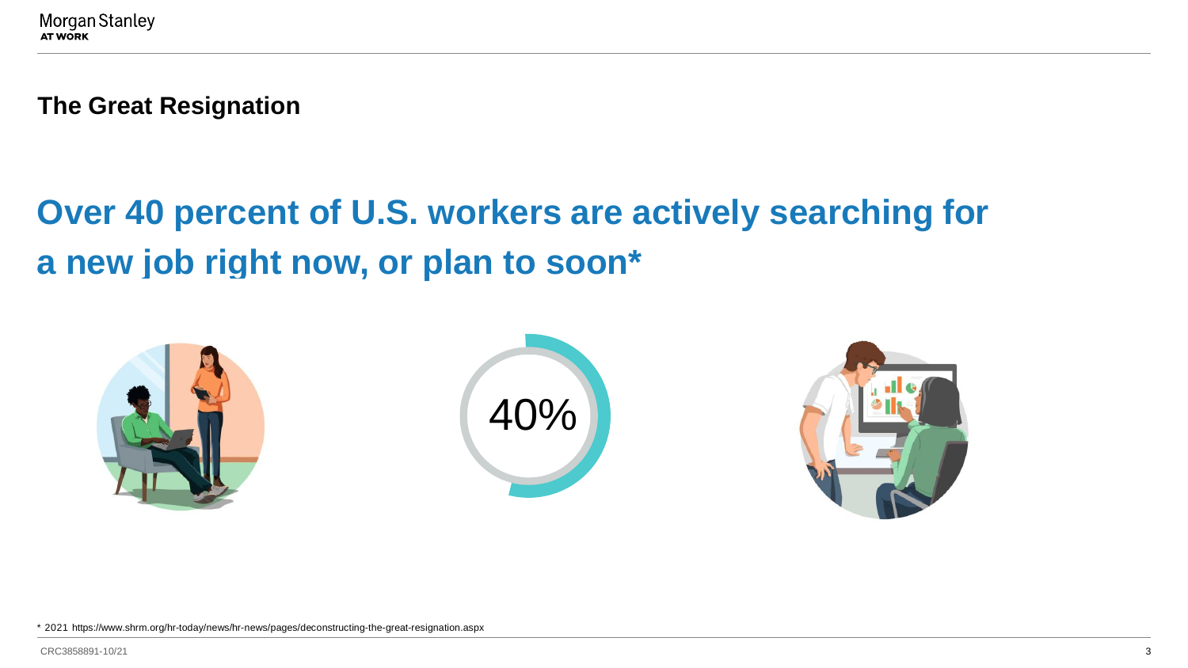## The Great Resignation

# Over 40 percent of U.S. workers are actively searching for a new job right now, or plan to soon*

40%

* 2021 https://www.shrm.org/hr-today/news/hr-news/pages/deconstructing-the-great-resignation.aspx

CRC3858891-10/21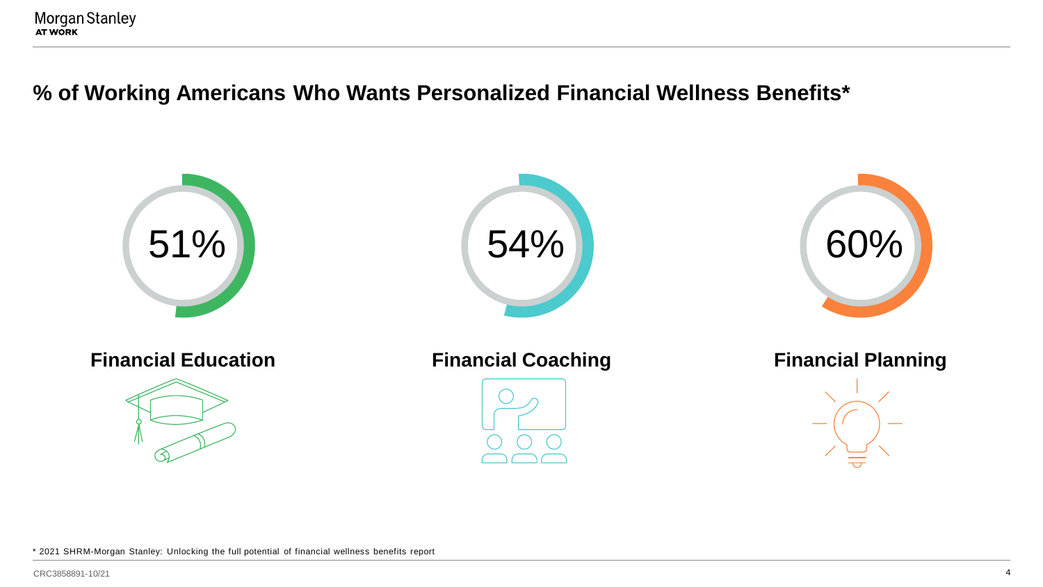# % of Working Americans Who Wants Personalized Financial Wellness Benefits*

51%

**Financial Education**

54%

**Financial Coaching**

60%

**Financial Planning**

* 2021 SHRM-Morgan Stanley: Unlocking the full potential of financial wellness benefits report

CRC3858891-10/21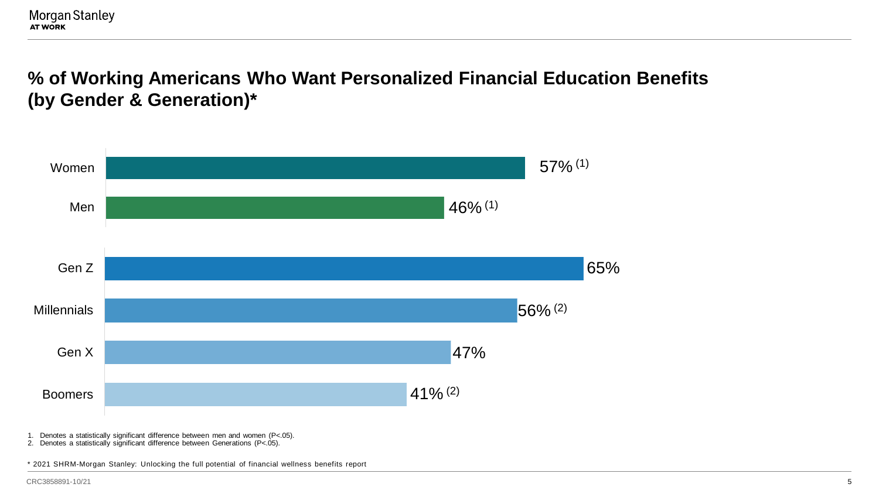# % of Working Americans Who Want Personalized Financial Education Benefits (by Gender & Generation)*

| Group | % |
|---|---|
| Women | 57% (1) |
| Men | 46% (1) |
| Gen Z | 65% |
| Millennials | 56% (2) |
| Gen X | 47% |
| Boomers | 41% (2) |

1. Denotes a statistically significant difference between men and women ($P<.05$).
2. Denotes a statistically significant difference between Generations ($P<.05$).

* 2021 SHRM-Morgan Stanley: Unlocking the full potential of financial wellness benefits report

CRC3858891-10/21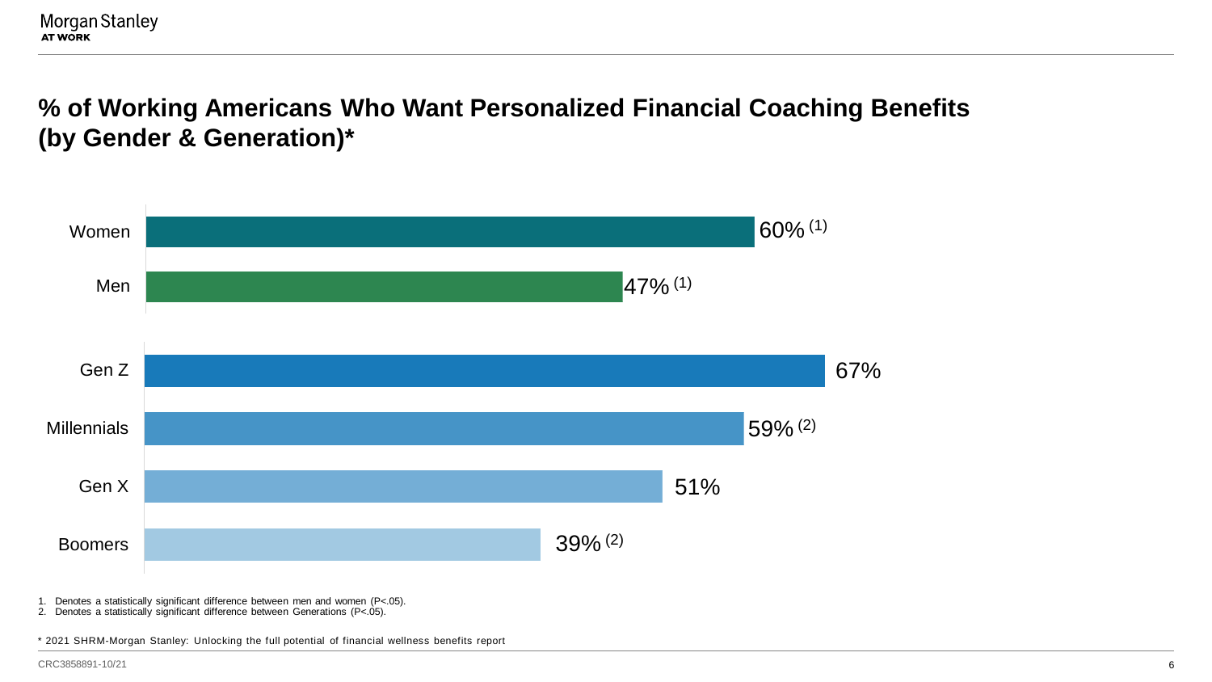# % of Working Americans Who Want Personalized Financial Coaching Benefits (by Gender & Generation)*

| Group | % |
| --- | --- |
| Women | 60% (1) |
| Men | 47% (1) |
| Gen Z | 67% |
| Millennials | 59% (2) |
| Gen X | 51% |
| Boomers | 39% (2) |

1. Denotes a statistically significant difference between men and women ($P<.05$).
2. Denotes a statistically significant difference between Generations ($P<.05$).

* 2021 SHRM-Morgan Stanley: Unlocking the full potential of financial wellness benefits report

CRC3858891-10/21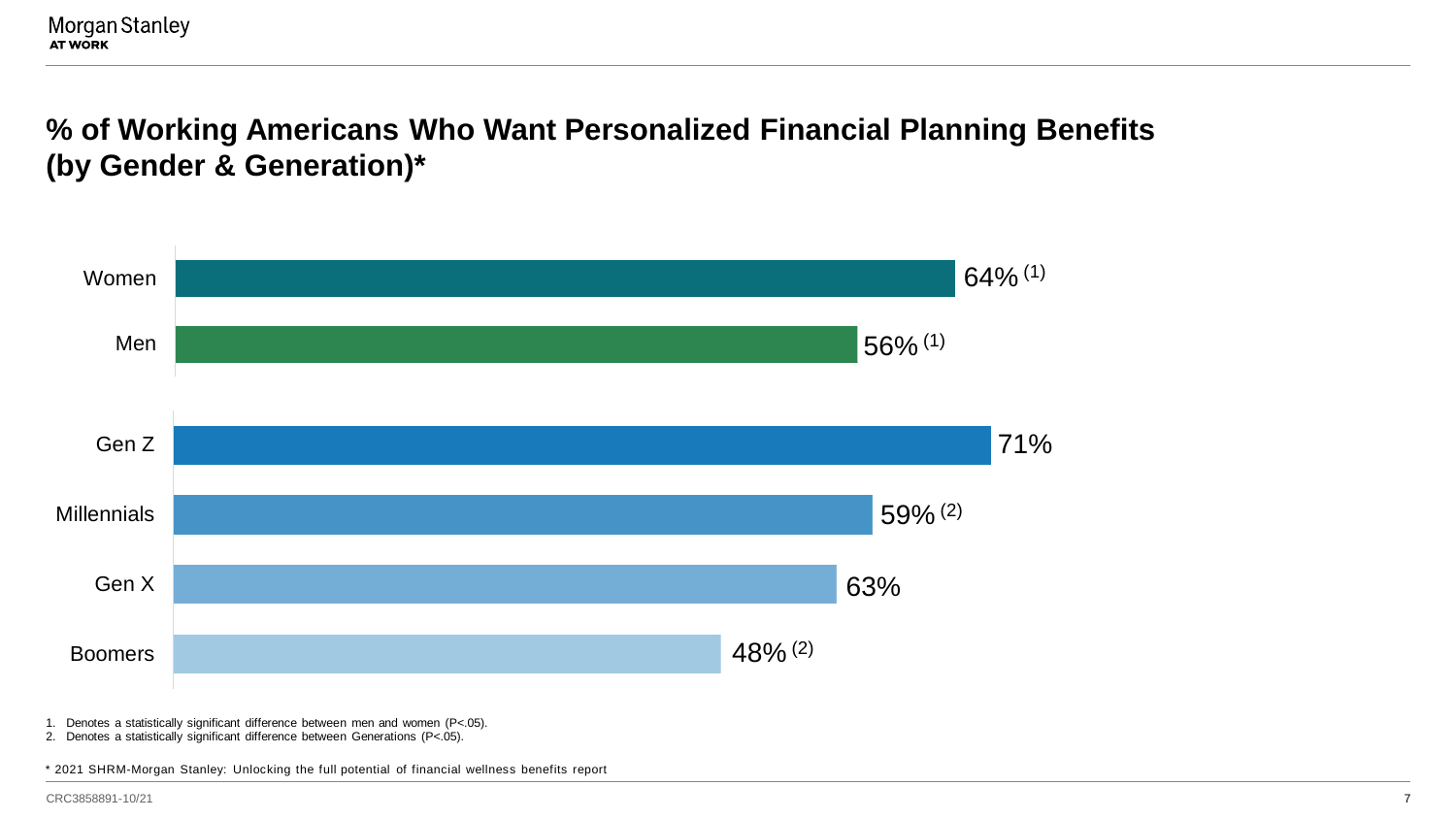# % of Working Americans Who Want Personalized Financial Planning Benefits (by Gender & Generation)*

| Group | % |
|---|---|
| Women | 64% (1) |
| Men | 56% (1) |
| Gen Z | 71% |
| Millennials | 59% (2) |
| Gen X | 63% |
| Boomers | 48% (2) |

1. Denotes a statistically significant difference between men and women ($P<.05$).
2. Denotes a statistically significant difference between Generations ($P<.05$).

* 2021 SHRM-Morgan Stanley: Unlocking the full potential of financial wellness benefits report

CRC3858891-10/21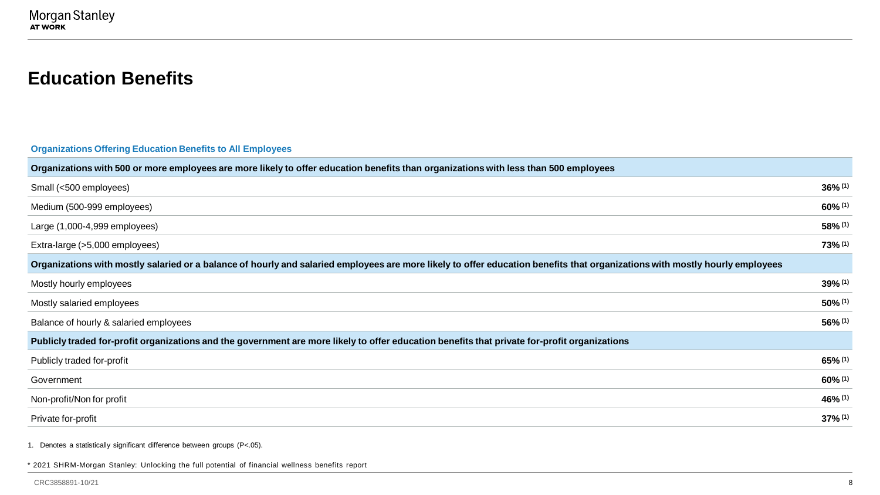# Education Benefits

**Organizations Offering Education Benefits to All Employees**

| **Organizations with 500 or more employees are more likely to offer education benefits than organizations with less than 500 employees** | |
|---|---|
| Small (<500 employees) | **36%** [(1)] |
| Medium (500-999 employees) | **60%** [(1)] |
| Large (1,000-4,999 employees) | **58%** [(1)] |
| Extra-large (>5,000 employees) | **73%** [(1)] |
| **Organizations with mostly salaried or a balance of hourly and salaried employees are more likely to offer education benefits that organizations with mostly hourly employees** | |
| Mostly hourly employees | **39%** [(1)] |
| Mostly salaried employees | **50%** [(1)] |
| Balance of hourly & salaried employees | **56%** [(1)] |
| **Publicly traded for-profit organizations and the government are more likely to offer education benefits that private for-profit organizations** | |
| Publicly traded for-profit | **65%** [(1)] |
| Government | **60%** [(1)] |
| Non-profit/Non for profit | **46%** [(1)] |
| Private for-profit | **37%** [(1)] |

1. Denotes a statistically significant difference between groups ($P<.05$).

* 2021 SHRM-Morgan Stanley: Unlocking the full potential of financial wellness benefits report

CRC3858891-10/21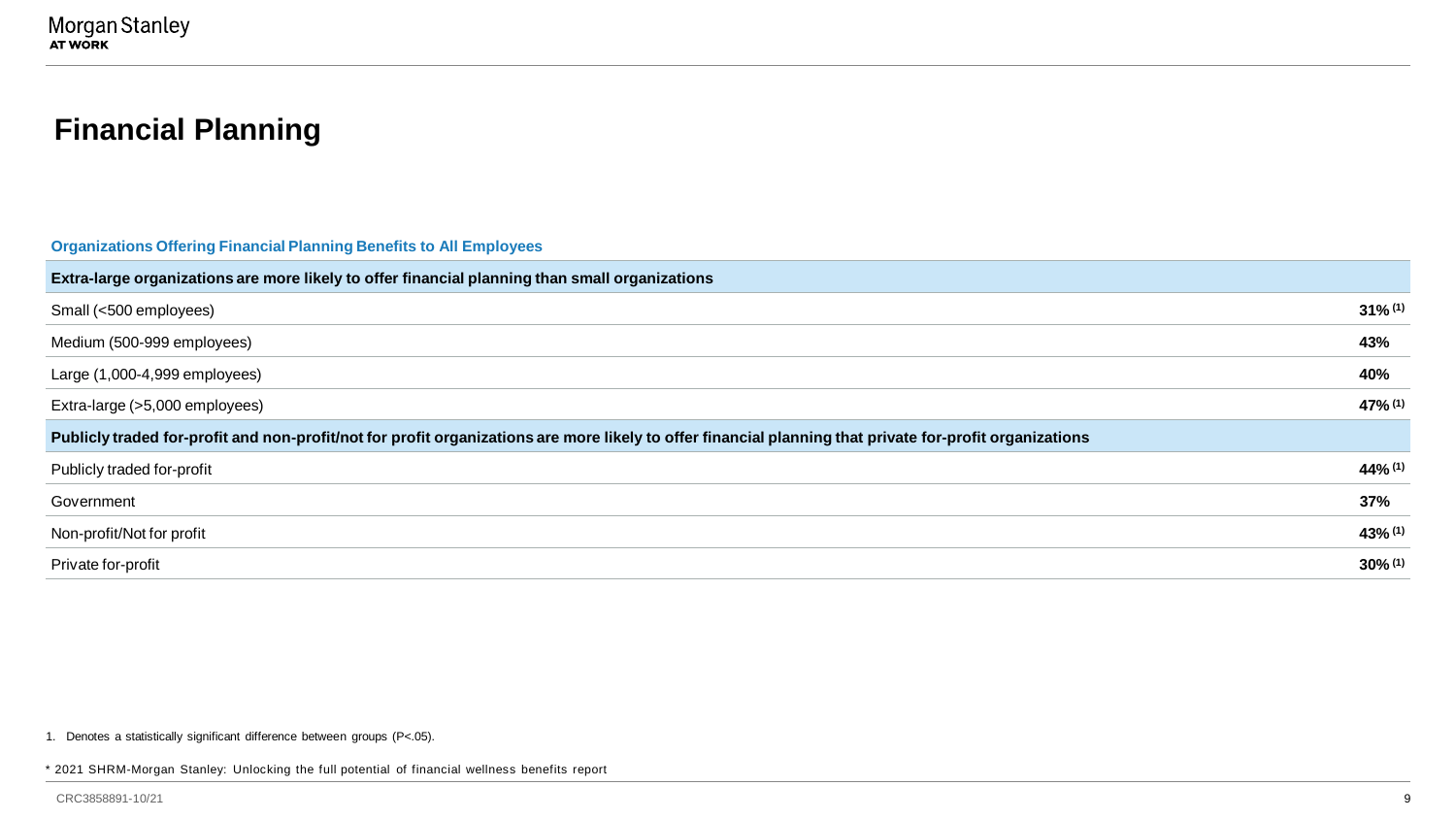# Financial Planning

**Organizations Offering Financial Planning Benefits to All Employees**

| | |
|---|---|
| **Extra-large organizations are more likely to offer financial planning than small organizations** | |
| Small (<500 employees) | **31% (1)** |
| Medium (500-999 employees) | **43%** |
| Large (1,000-4,999 employees) | **40%** |
| Extra-large (>5,000 employees) | **47% (1)** |
| **Publicly traded for-profit and non-profit/not for profit organizations are more likely to offer financial planning that private for-profit organizations** | |
| Publicly traded for-profit | **44% (1)** |
| Government | **37%** |
| Non-profit/Not for profit | **43% (1)** |
| Private for-profit | **30% (1)** |

1. Denotes a statistically significant difference between groups ($P<.05$).

* 2021 SHRM-Morgan Stanley: Unlocking the full potential of financial wellness benefits report

CRC3858891-10/21